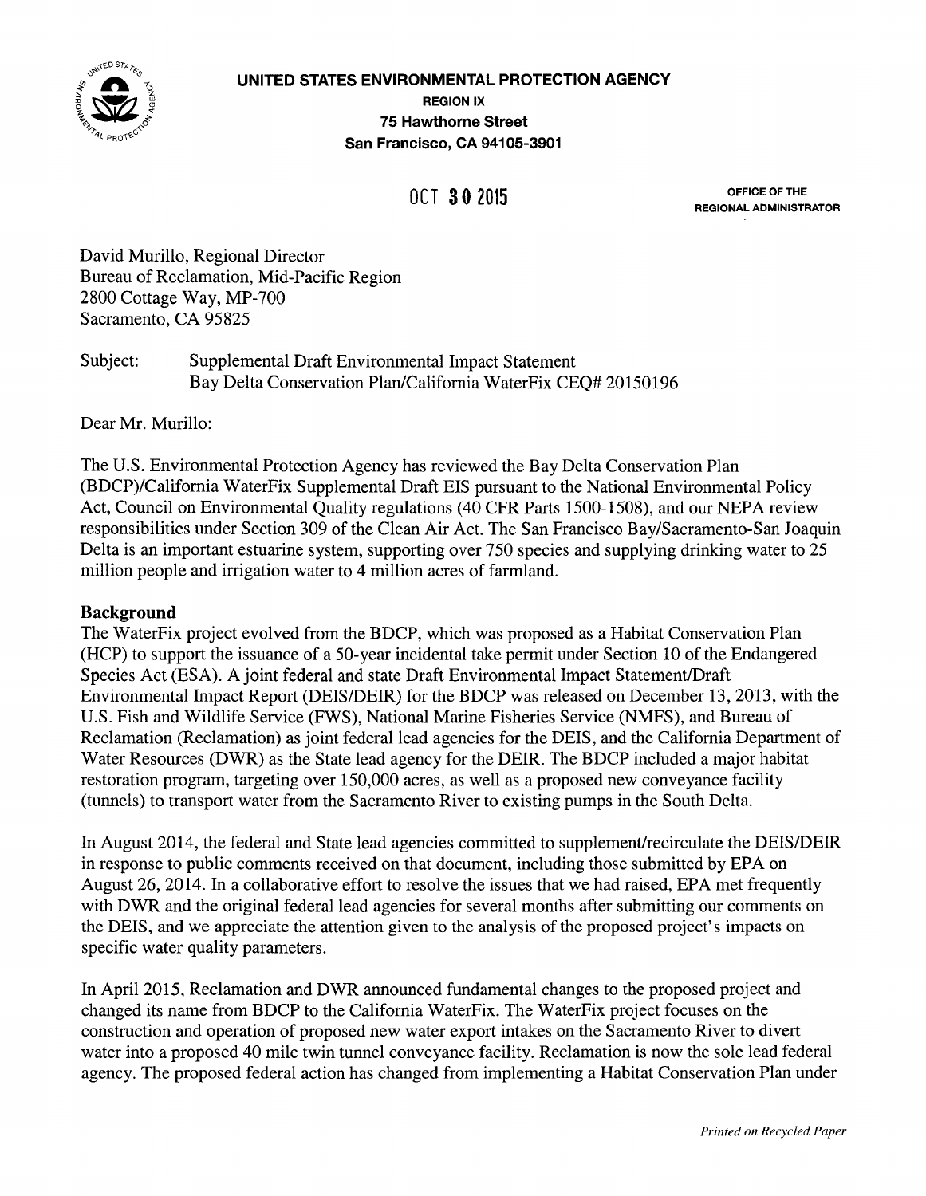**UNITED STATES ENVIRONMENTAL PROTECTION AGENCY**

**REGION IX**

**75 Hawthorne Street**

**San Francisco, CA 94105-3901**

OCT 30 2015

OFFICE OF THE REGIONAL ADMINISTRATOR

David Murillo, Regional Director
Bureau of Reclamation, Mid-Pacific Region
2800 Cottage Way, MP-700
Sacramento, CA 95825

Subject: Supplemental Draft Environmental Impact Statement
Bay Delta Conservation Plan/California WaterFix CEQ# 20150196

Dear Mr. Murillo:

The U.S. Environmental Protection Agency has reviewed the Bay Delta Conservation Plan (BDCP)/California WaterFix Supplemental Draft EIS pursuant to the National Environmental Policy Act, Council on Environmental Quality regulations (40 CFR Parts 1500-1508), and our NEPA review responsibilities under Section 309 of the Clean Air Act. The San Francisco Bay/Sacramento-San Joaquin Delta is an important estuarine system, supporting over 750 species and supplying drinking water to 25 million people and irrigation water to 4 million acres of farmland.

## Background

The WaterFix project evolved from the BDCP, which was proposed as a Habitat Conservation Plan (HCP) to support the issuance of a 50-year incidental take permit under Section 10 of the Endangered Species Act (ESA). A joint federal and state Draft Environmental Impact Statement/Draft Environmental Impact Report (DEIS/DEIR) for the BDCP was released on December 13, 2013, with the U.S. Fish and Wildlife Service (FWS), National Marine Fisheries Service (NMFS), and Bureau of Reclamation (Reclamation) as joint federal lead agencies for the DEIS, and the California Department of Water Resources (DWR) as the State lead agency for the DEIR. The BDCP included a major habitat restoration program, targeting over 150,000 acres, as well as a proposed new conveyance facility (tunnels) to transport water from the Sacramento River to existing pumps in the South Delta.

In August 2014, the federal and State lead agencies committed to supplement/recirculate the DEIS/DEIR in response to public comments received on that document, including those submitted by EPA on August 26, 2014. In a collaborative effort to resolve the issues that we had raised, EPA met frequently with DWR and the original federal lead agencies for several months after submitting our comments on the DEIS, and we appreciate the attention given to the analysis of the proposed project's impacts on specific water quality parameters.

In April 2015, Reclamation and DWR announced fundamental changes to the proposed project and changed its name from BDCP to the California WaterFix. The WaterFix project focuses on the construction and operation of proposed new water export intakes on the Sacramento River to divert water into a proposed 40 mile twin tunnel conveyance facility. Reclamation is now the sole lead federal agency. The proposed federal action has changed from implementing a Habitat Conservation Plan under

*Printed on Recycled Paper*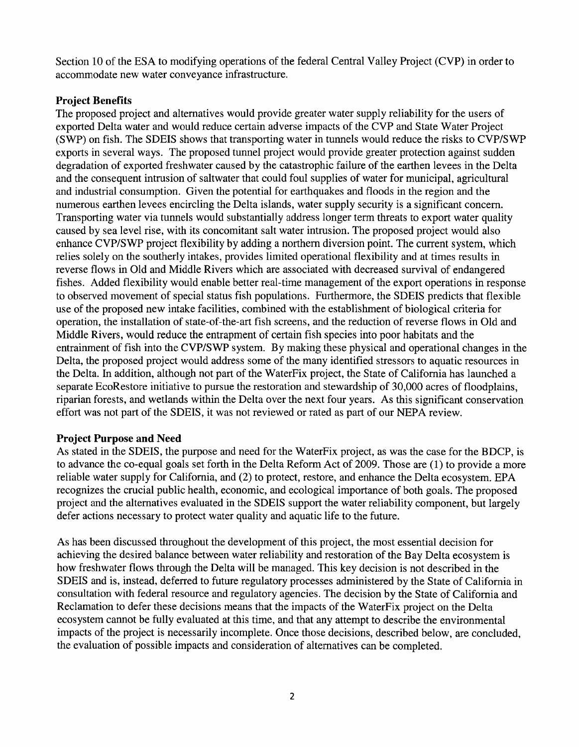Section 10 of the ESA to modifying operations of the federal Central Valley Project (CVP) in order to accommodate new water conveyance infrastructure.

**Project Benefits**

The proposed project and alternatives would provide greater water supply reliability for the users of exported Delta water and would reduce certain adverse impacts of the CVP and State Water Project (SWP) on fish. The SDEIS shows that transporting water in tunnels would reduce the risks to CVP/SWP exports in several ways. The proposed tunnel project would provide greater protection against sudden degradation of exported freshwater caused by the catastrophic failure of the earthen levees in the Delta and the consequent intrusion of saltwater that could foul supplies of water for municipal, agricultural and industrial consumption. Given the potential for earthquakes and floods in the region and the numerous earthen levees encircling the Delta islands, water supply security is a significant concern. Transporting water via tunnels would substantially address longer term threats to export water quality caused by sea level rise, with its concomitant salt water intrusion. The proposed project would also enhance CVP/SWP project flexibility by adding a northern diversion point. The current system, which relies solely on the southerly intakes, provides limited operational flexibility and at times results in reverse flows in Old and Middle Rivers which are associated with decreased survival of endangered fishes. Added flexibility would enable better real-time management of the export operations in response to observed movement of special status fish populations. Furthermore, the SDEIS predicts that flexible use of the proposed new intake facilities, combined with the establishment of biological criteria for operation, the installation of state-of-the-art fish screens, and the reduction of reverse flows in Old and Middle Rivers, would reduce the entrapment of certain fish species into poor habitats and the entrainment of fish into the CVP/SWP system. By making these physical and operational changes in the Delta, the proposed project would address some of the many identified stressors to aquatic resources in the Delta. In addition, although not part of the WaterFix project, the State of California has launched a separate EcoRestore initiative to pursue the restoration and stewardship of 30,000 acres of floodplains, riparian forests, and wetlands within the Delta over the next four years. As this significant conservation effort was not part of the SDEIS, it was not reviewed or rated as part of our NEPA review.

**Project Purpose and Need**

As stated in the SDEIS, the purpose and need for the WaterFix project, as was the case for the BDCP, is to advance the co-equal goals set forth in the Delta Reform Act of 2009. Those are (1) to provide a more reliable water supply for California, and (2) to protect, restore, and enhance the Delta ecosystem. EPA recognizes the crucial public health, economic, and ecological importance of both goals. The proposed project and the alternatives evaluated in the SDEIS support the water reliability component, but largely defer actions necessary to protect water quality and aquatic life to the future.

As has been discussed throughout the development of this project, the most essential decision for achieving the desired balance between water reliability and restoration of the Bay Delta ecosystem is how freshwater flows through the Delta will be managed. This key decision is not described in the SDEIS and is, instead, deferred to future regulatory processes administered by the State of California in consultation with federal resource and regulatory agencies. The decision by the State of California and Reclamation to defer these decisions means that the impacts of the WaterFix project on the Delta ecosystem cannot be fully evaluated at this time, and that any attempt to describe the environmental impacts of the project is necessarily incomplete. Once those decisions, described below, are concluded, the evaluation of possible impacts and consideration of alternatives can be completed.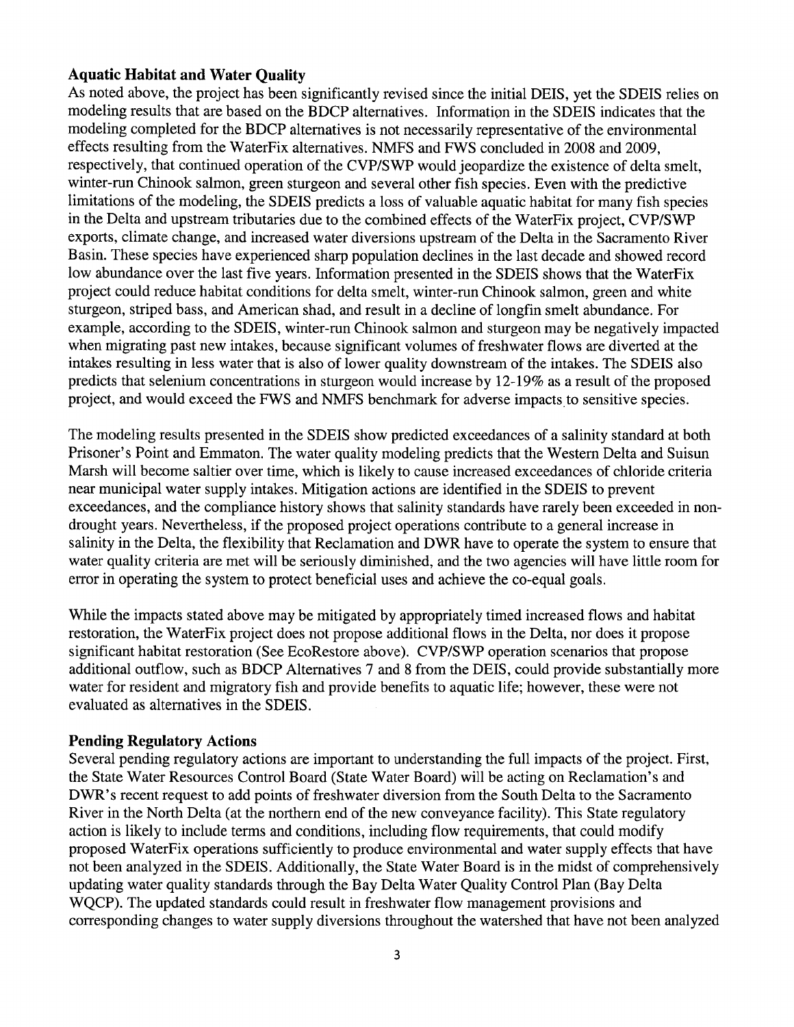### Aquatic Habitat and Water Quality

As noted above, the project has been significantly revised since the initial DEIS, yet the SDEIS relies on modeling results that are based on the BDCP alternatives. Information in the SDEIS indicates that the modeling completed for the BDCP alternatives is not necessarily representative of the environmental effects resulting from the WaterFix alternatives. NMFS and FWS concluded in 2008 and 2009, respectively, that continued operation of the CVP/SWP would jeopardize the existence of delta smelt, winter-run Chinook salmon, green sturgeon and several other fish species. Even with the predictive limitations of the modeling, the SDEIS predicts a loss of valuable aquatic habitat for many fish species in the Delta and upstream tributaries due to the combined effects of the WaterFix project, CVP/SWP exports, climate change, and increased water diversions upstream of the Delta in the Sacramento River Basin. These species have experienced sharp population declines in the last decade and showed record low abundance over the last five years. Information presented in the SDEIS shows that the WaterFix project could reduce habitat conditions for delta smelt, winter-run Chinook salmon, green and white sturgeon, striped bass, and American shad, and result in a decline of longfin smelt abundance. For example, according to the SDEIS, winter-run Chinook salmon and sturgeon may be negatively impacted when migrating past new intakes, because significant volumes of freshwater flows are diverted at the intakes resulting in less water that is also of lower quality downstream of the intakes. The SDEIS also predicts that selenium concentrations in sturgeon would increase by 12-19% as a result of the proposed project, and would exceed the FWS and NMFS benchmark for adverse impacts to sensitive species.

The modeling results presented in the SDEIS show predicted exceedances of a salinity standard at both Prisoner's Point and Emmaton. The water quality modeling predicts that the Western Delta and Suisun Marsh will become saltier over time, which is likely to cause increased exceedances of chloride criteria near municipal water supply intakes. Mitigation actions are identified in the SDEIS to prevent exceedances, and the compliance history shows that salinity standards have rarely been exceeded in non-drought years. Nevertheless, if the proposed project operations contribute to a general increase in salinity in the Delta, the flexibility that Reclamation and DWR have to operate the system to ensure that water quality criteria are met will be seriously diminished, and the two agencies will have little room for error in operating the system to protect beneficial uses and achieve the co-equal goals.

While the impacts stated above may be mitigated by appropriately timed increased flows and habitat restoration, the WaterFix project does not propose additional flows in the Delta, nor does it propose significant habitat restoration (See EcoRestore above). CVP/SWP operation scenarios that propose additional outflow, such as BDCP Alternatives 7 and 8 from the DEIS, could provide substantially more water for resident and migratory fish and provide benefits to aquatic life; however, these were not evaluated as alternatives in the SDEIS.

### Pending Regulatory Actions

Several pending regulatory actions are important to understanding the full impacts of the project. First, the State Water Resources Control Board (State Water Board) will be acting on Reclamation's and DWR's recent request to add points of freshwater diversion from the South Delta to the Sacramento River in the North Delta (at the northern end of the new conveyance facility). This State regulatory action is likely to include terms and conditions, including flow requirements, that could modify proposed WaterFix operations sufficiently to produce environmental and water supply effects that have not been analyzed in the SDEIS. Additionally, the State Water Board is in the midst of comprehensively updating water quality standards through the Bay Delta Water Quality Control Plan (Bay Delta WQCP). The updated standards could result in freshwater flow management provisions and corresponding changes to water supply diversions throughout the watershed that have not been analyzed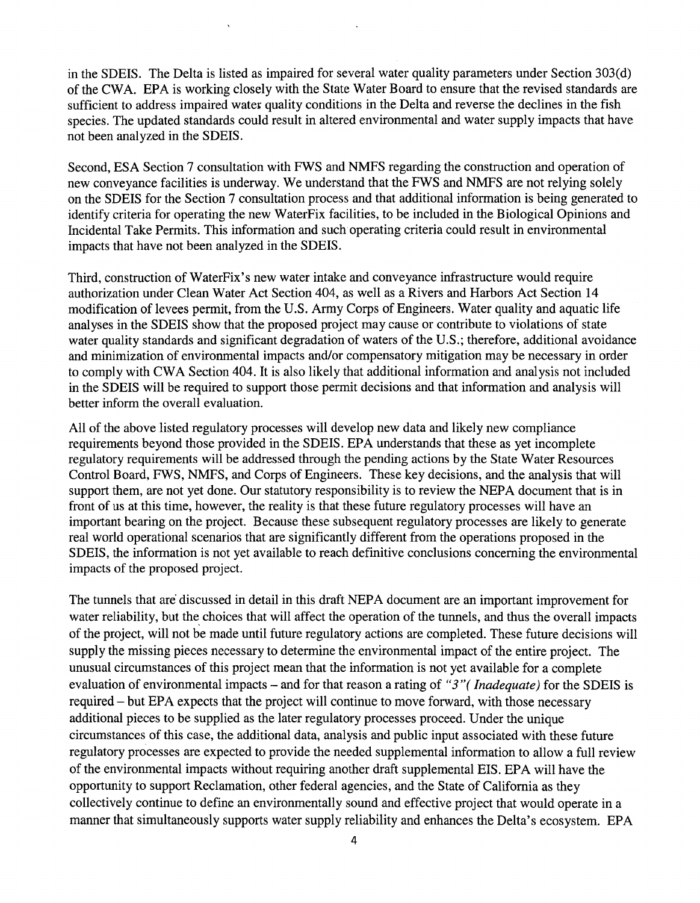in the SDEIS. The Delta is listed as impaired for several water quality parameters under Section 303(d) of the CWA. EPA is working closely with the State Water Board to ensure that the revised standards are sufficient to address impaired water quality conditions in the Delta and reverse the declines in the fish species. The updated standards could result in altered environmental and water supply impacts that have not been analyzed in the SDEIS.

Second, ESA Section 7 consultation with FWS and NMFS regarding the construction and operation of new conveyance facilities is underway. We understand that the FWS and NMFS are not relying solely on the SDEIS for the Section 7 consultation process and that additional information is being generated to identify criteria for operating the new WaterFix facilities, to be included in the Biological Opinions and Incidental Take Permits. This information and such operating criteria could result in environmental impacts that have not been analyzed in the SDEIS.

Third, construction of WaterFix's new water intake and conveyance infrastructure would require authorization under Clean Water Act Section 404, as well as a Rivers and Harbors Act Section 14 modification of levees permit, from the U.S. Army Corps of Engineers. Water quality and aquatic life analyses in the SDEIS show that the proposed project may cause or contribute to violations of state water quality standards and significant degradation of waters of the U.S.; therefore, additional avoidance and minimization of environmental impacts and/or compensatory mitigation may be necessary in order to comply with CWA Section 404. It is also likely that additional information and analysis not included in the SDEIS will be required to support those permit decisions and that information and analysis will better inform the overall evaluation.

All of the above listed regulatory processes will develop new data and likely new compliance requirements beyond those provided in the SDEIS. EPA understands that these as yet incomplete regulatory requirements will be addressed through the pending actions by the State Water Resources Control Board, FWS, NMFS, and Corps of Engineers. These key decisions, and the analysis that will support them, are not yet done. Our statutory responsibility is to review the NEPA document that is in front of us at this time, however, the reality is that these future regulatory processes will have an important bearing on the project. Because these subsequent regulatory processes are likely to generate real world operational scenarios that are significantly different from the operations proposed in the SDEIS, the information is not yet available to reach definitive conclusions concerning the environmental impacts of the proposed project.

The tunnels that are discussed in detail in this draft NEPA document are an important improvement for water reliability, but the choices that will affect the operation of the tunnels, and thus the overall impacts of the project, will not be made until future regulatory actions are completed. These future decisions will supply the missing pieces necessary to determine the environmental impact of the entire project. The unusual circumstances of this project mean that the information is not yet available for a complete evaluation of environmental impacts – and for that reason a rating of *"3"( Inadequate)* for the SDEIS is required – but EPA expects that the project will continue to move forward, with those necessary additional pieces to be supplied as the later regulatory processes proceed. Under the unique circumstances of this case, the additional data, analysis and public input associated with these future regulatory processes are expected to provide the needed supplemental information to allow a full review of the environmental impacts without requiring another draft supplemental EIS. EPA will have the opportunity to support Reclamation, other federal agencies, and the State of California as they collectively continue to define an environmentally sound and effective project that would operate in a manner that simultaneously supports water supply reliability and enhances the Delta's ecosystem. EPA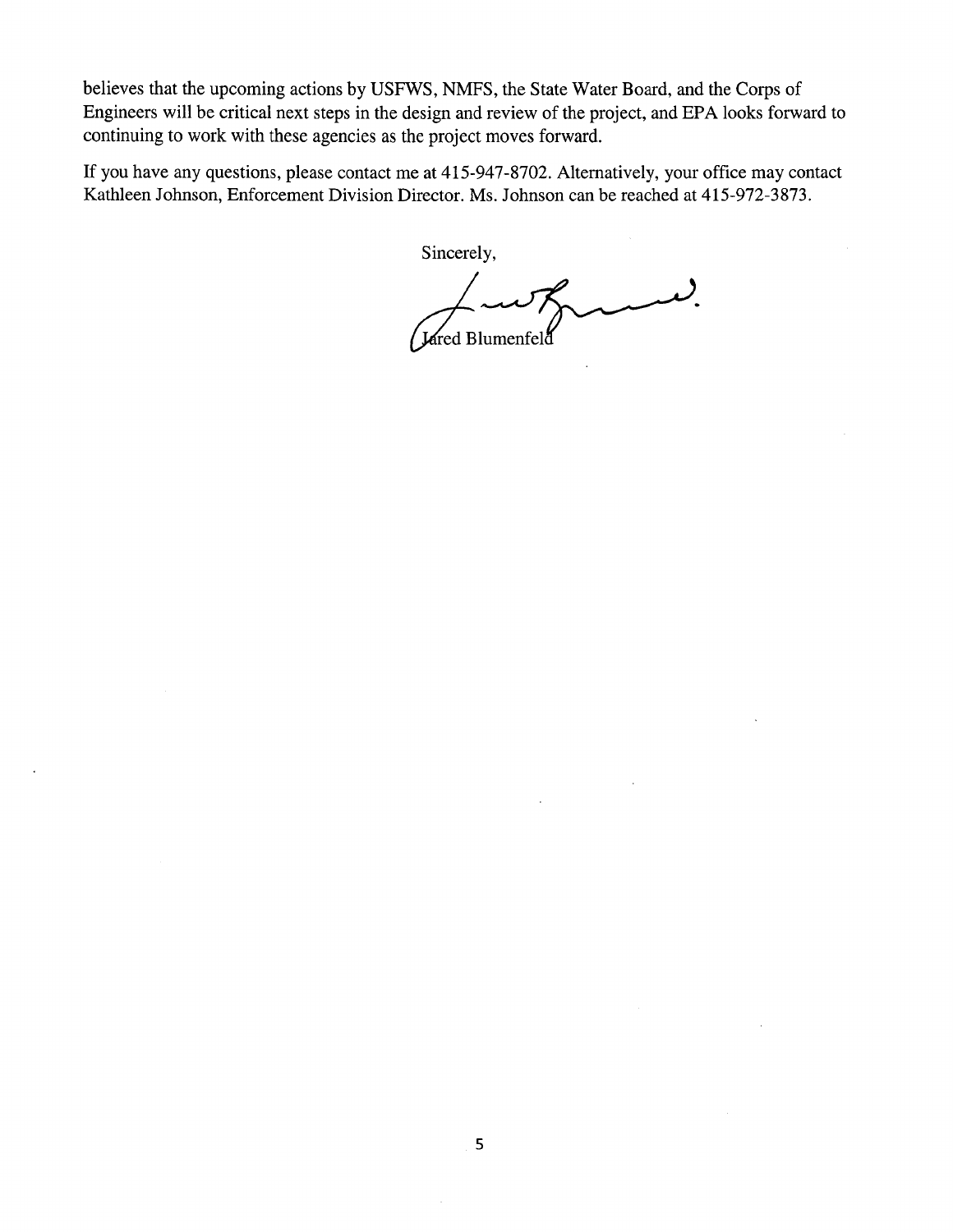believes that the upcoming actions by USFWS, NMFS, the State Water Board, and the Corps of Engineers will be critical next steps in the design and review of the project, and EPA looks forward to continuing to work with these agencies as the project moves forward.

If you have any questions, please contact me at 415-947-8702. Alternatively, your office may contact Kathleen Johnson, Enforcement Division Director. Ms. Johnson can be reached at 415-972-3873.

Sincerely,

Jared Blumenfeld